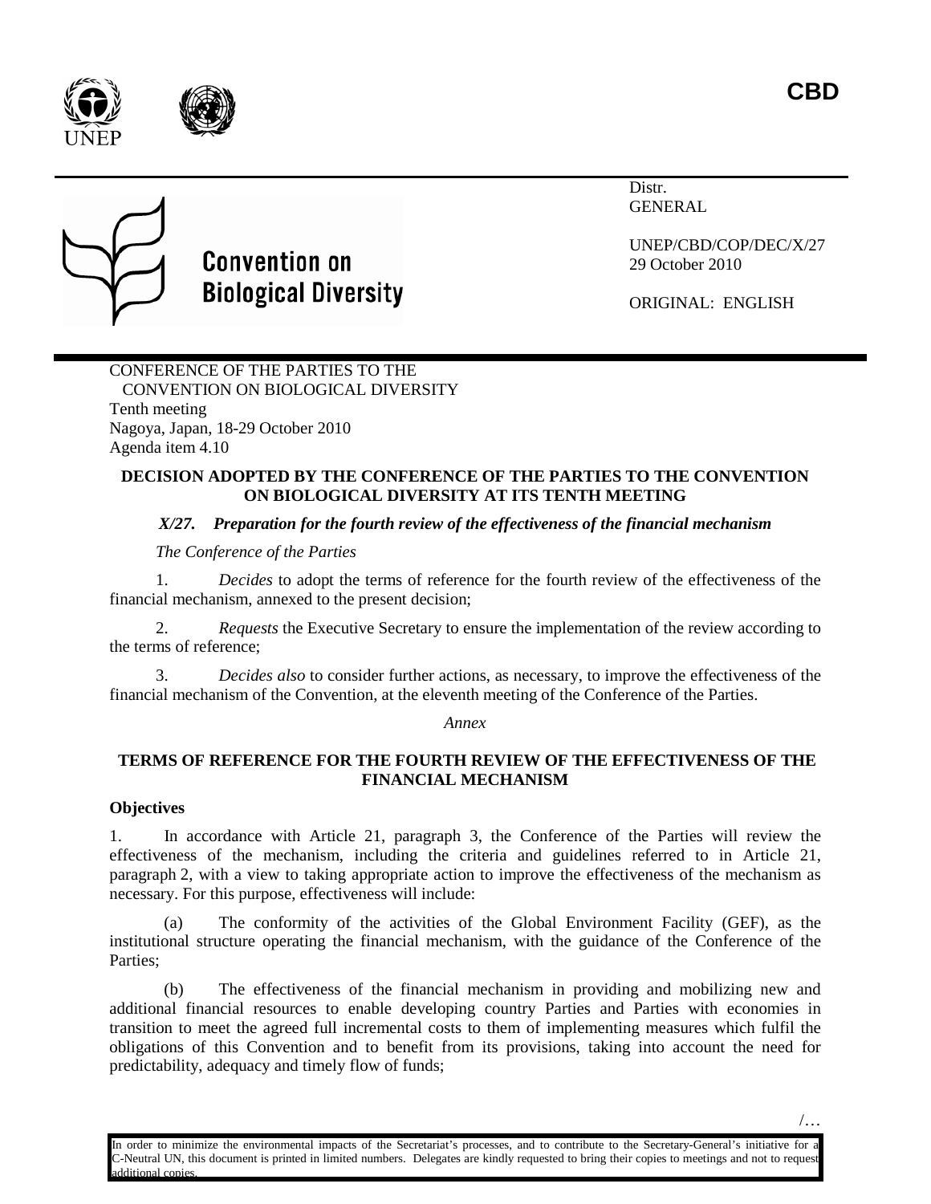**CBD**

Convention on Biological Diversity

Distr.
GENERAL

UNEP/CBD/COP/DEC/X/27
29 October 2010

ORIGINAL: ENGLISH

CONFERENCE OF THE PARTIES TO THE CONVENTION ON BIOLOGICAL DIVERSITY
Tenth meeting
Nagoya, Japan, 18-29 October 2010
Agenda item 4.10

**DECISION ADOPTED BY THE CONFERENCE OF THE PARTIES TO THE CONVENTION ON BIOLOGICAL DIVERSITY AT ITS TENTH MEETING**

***X/27. Preparation for the fourth review of the effectiveness of the financial mechanism***

*The Conference of the Parties*

1. *Decides* to adopt the terms of reference for the fourth review of the effectiveness of the financial mechanism, annexed to the present decision;

2. *Requests* the Executive Secretary to ensure the implementation of the review according to the terms of reference;

3. *Decides also* to consider further actions, as necessary, to improve the effectiveness of the financial mechanism of the Convention, at the eleventh meeting of the Conference of the Parties.

*Annex*

**TERMS OF REFERENCE FOR THE FOURTH REVIEW OF THE EFFECTIVENESS OF THE FINANCIAL MECHANISM**

**Objectives**

1. In accordance with Article 21, paragraph 3, the Conference of the Parties will review the effectiveness of the mechanism, including the criteria and guidelines referred to in Article 21, paragraph 2, with a view to taking appropriate action to improve the effectiveness of the mechanism as necessary. For this purpose, effectiveness will include:

(a) The conformity of the activities of the Global Environment Facility (GEF), as the institutional structure operating the financial mechanism, with the guidance of the Conference of the Parties;

(b) The effectiveness of the financial mechanism in providing and mobilizing new and additional financial resources to enable developing country Parties and Parties with economies in transition to meet the agreed full incremental costs to them of implementing measures which fulfil the obligations of this Convention and to benefit from its provisions, taking into account the need for predictability, adequacy and timely flow of funds;

In order to minimize the environmental impacts of the Secretariat's processes, and to contribute to the Secretary-General's initiative for a C-Neutral UN, this document is printed in limited numbers. Delegates are kindly requested to bring their copies to meetings and not to request additional copies.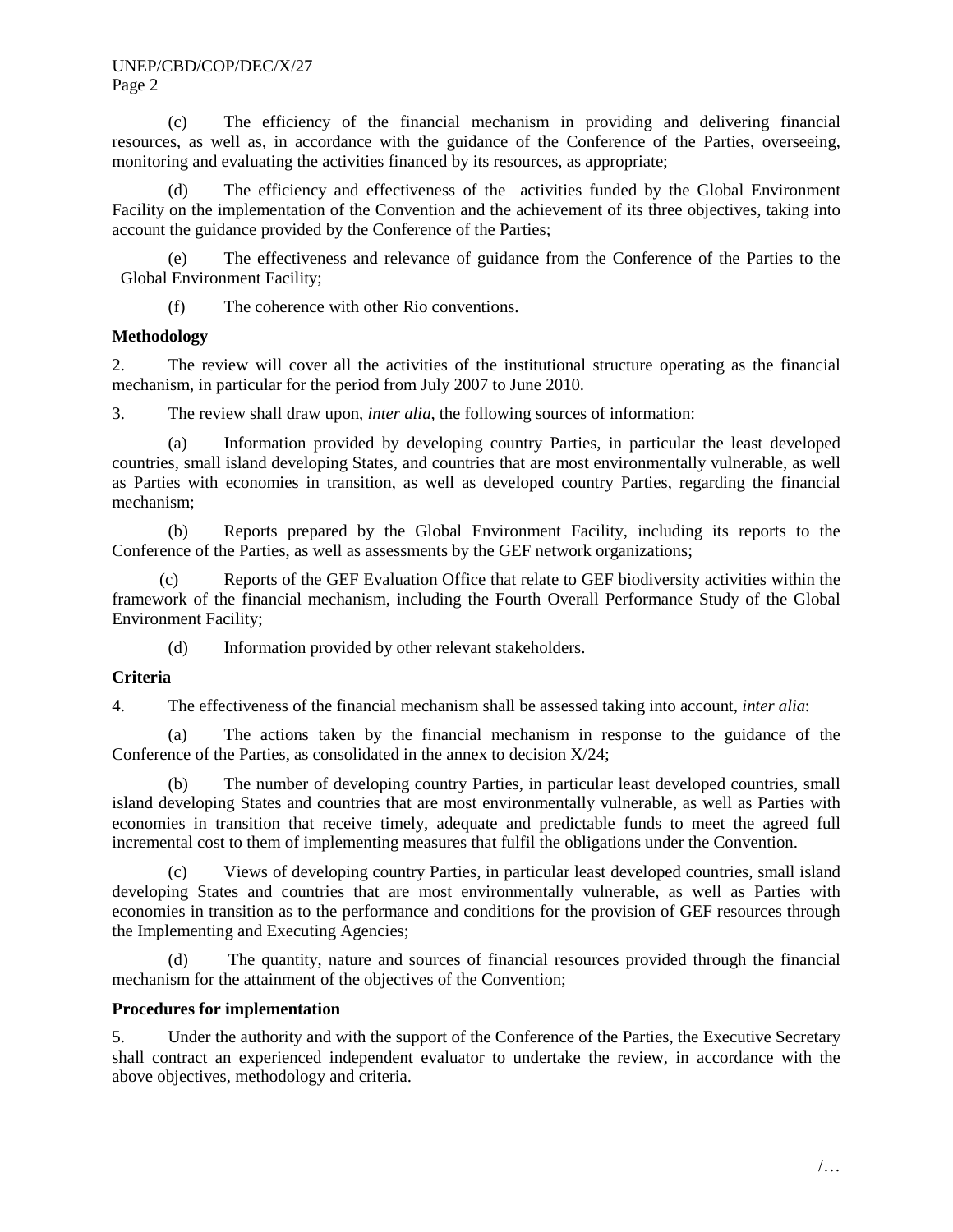(c) The efficiency of the financial mechanism in providing and delivering financial resources, as well as, in accordance with the guidance of the Conference of the Parties, overseeing, monitoring and evaluating the activities financed by its resources, as appropriate;

(d) The efficiency and effectiveness of the activities funded by the Global Environment Facility on the implementation of the Convention and the achievement of its three objectives, taking into account the guidance provided by the Conference of the Parties;

(e) The effectiveness and relevance of guidance from the Conference of the Parties to the Global Environment Facility;

(f) The coherence with other Rio conventions.

**Methodology**

2. The review will cover all the activities of the institutional structure operating as the financial mechanism, in particular for the period from July 2007 to June 2010.

3. The review shall draw upon, *inter alia*, the following sources of information:

(a) Information provided by developing country Parties, in particular the least developed countries, small island developing States, and countries that are most environmentally vulnerable, as well as Parties with economies in transition, as well as developed country Parties, regarding the financial mechanism;

(b) Reports prepared by the Global Environment Facility, including its reports to the Conference of the Parties, as well as assessments by the GEF network organizations;

(c) Reports of the GEF Evaluation Office that relate to GEF biodiversity activities within the framework of the financial mechanism, including the Fourth Overall Performance Study of the Global Environment Facility;

(d) Information provided by other relevant stakeholders.

**Criteria**

4. The effectiveness of the financial mechanism shall be assessed taking into account, *inter alia*:

(a) The actions taken by the financial mechanism in response to the guidance of the Conference of the Parties, as consolidated in the annex to decision X/24;

(b) The number of developing country Parties, in particular least developed countries, small island developing States and countries that are most environmentally vulnerable, as well as Parties with economies in transition that receive timely, adequate and predictable funds to meet the agreed full incremental cost to them of implementing measures that fulfil the obligations under the Convention.

(c) Views of developing country Parties, in particular least developed countries, small island developing States and countries that are most environmentally vulnerable, as well as Parties with economies in transition as to the performance and conditions for the provision of GEF resources through the Implementing and Executing Agencies;

(d) The quantity, nature and sources of financial resources provided through the financial mechanism for the attainment of the objectives of the Convention;

**Procedures for implementation**

5. Under the authority and with the support of the Conference of the Parties, the Executive Secretary shall contract an experienced independent evaluator to undertake the review, in accordance with the above objectives, methodology and criteria.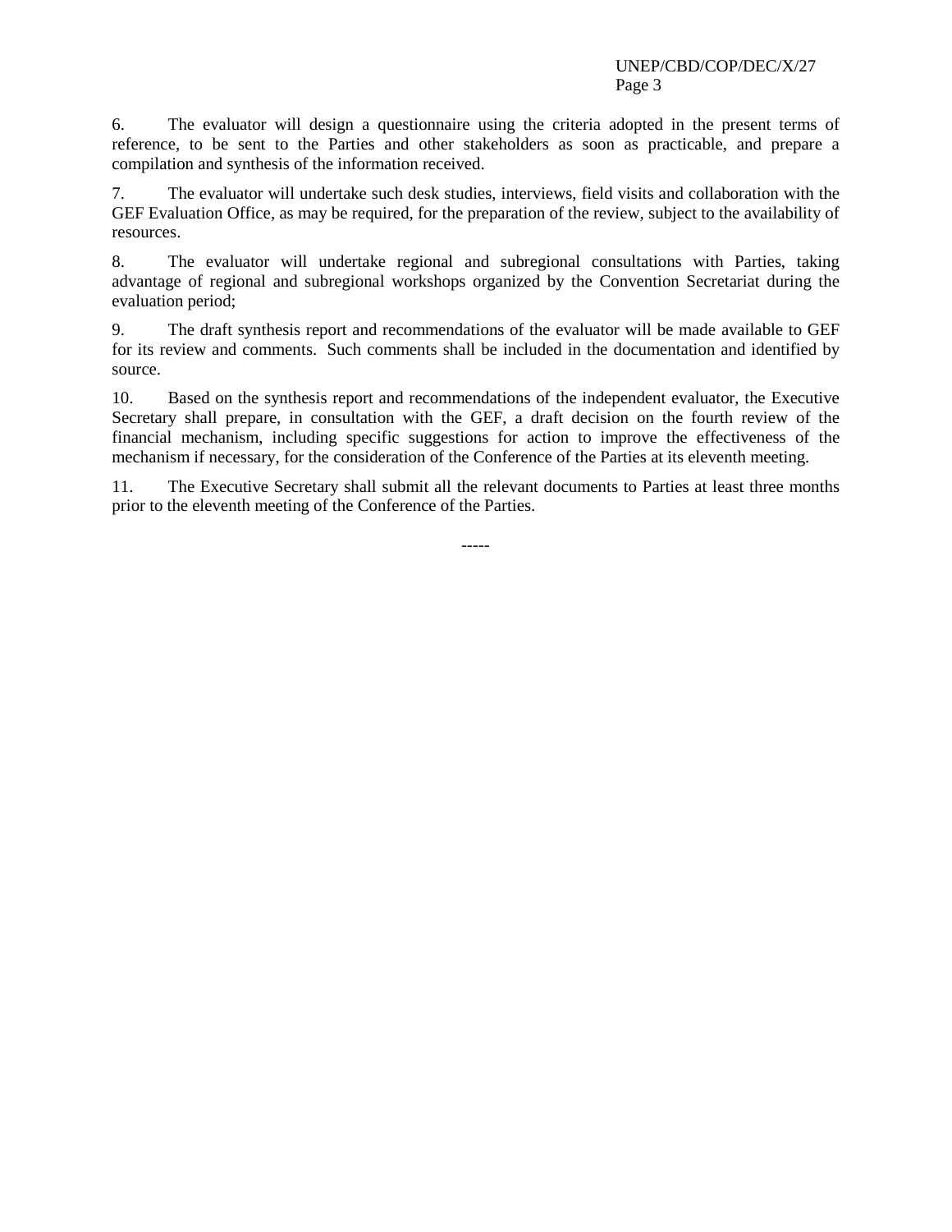6. The evaluator will design a questionnaire using the criteria adopted in the present terms of reference, to be sent to the Parties and other stakeholders as soon as practicable, and prepare a compilation and synthesis of the information received.

7. The evaluator will undertake such desk studies, interviews, field visits and collaboration with the GEF Evaluation Office, as may be required, for the preparation of the review, subject to the availability of resources.

8. The evaluator will undertake regional and subregional consultations with Parties, taking advantage of regional and subregional workshops organized by the Convention Secretariat during the evaluation period;

9. The draft synthesis report and recommendations of the evaluator will be made available to GEF for its review and comments. Such comments shall be included in the documentation and identified by source.

10. Based on the synthesis report and recommendations of the independent evaluator, the Executive Secretary shall prepare, in consultation with the GEF, a draft decision on the fourth review of the financial mechanism, including specific suggestions for action to improve the effectiveness of the mechanism if necessary, for the consideration of the Conference of the Parties at its eleventh meeting.

11. The Executive Secretary shall submit all the relevant documents to Parties at least three months prior to the eleventh meeting of the Conference of the Parties.

-----